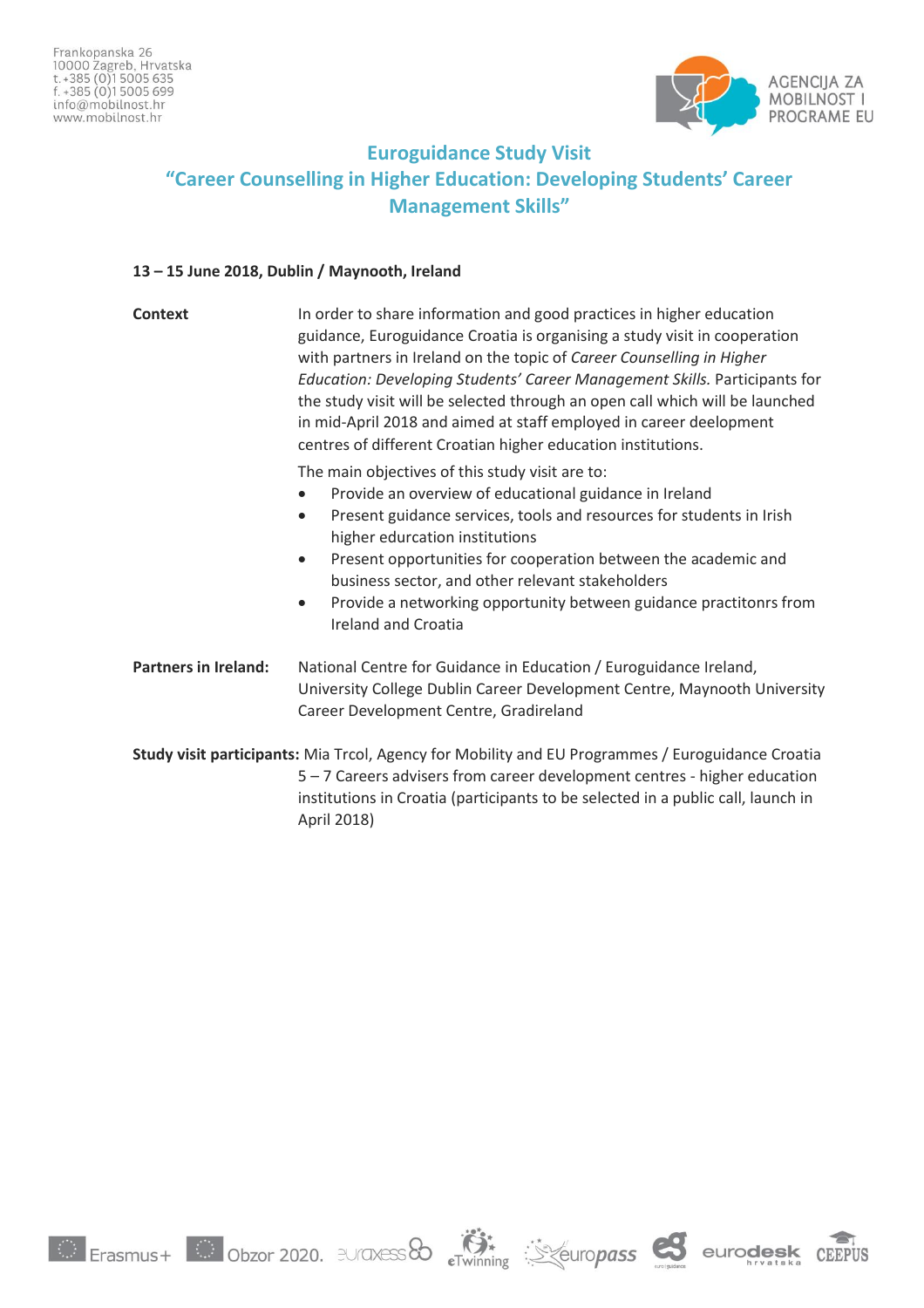Frankopanska 26
10000 Zagreb, Hrvatska
t. +385 (0)1 5005 635
f. +385 (0)1 5005 699
info@mobilnost.hr
www.mobilnost.hr

AGENCIJA ZA MOBILNOST I PROGRAME EU

# Euroguidance Study Visit
# "Career Counselling in Higher Education: Developing Students' Career Management Skills"

**13 – 15 June 2018, Dublin / Maynooth, Ireland**

**Context**

In order to share information and good practices in higher education guidance, Euroguidance Croatia is organising a study visit in cooperation with partners in Ireland on the topic of *Career Counselling in Higher Education: Developing Students' Career Management Skills.* Participants for the study visit will be selected through an open call which will be launched in mid-April 2018 and aimed at staff employed in career deelopment centres of different Croatian higher education institutions.

The main objectives of this study visit are to:

- Provide an overview of educational guidance in Ireland
- Present guidance services, tools and resources for students in Irish higher educration institutions
- Present opportunities for cooperation between the academic and business sector, and other relevant stakeholders
- Provide a networking opportunity between guidance practitonrs from Ireland and Croatia

**Partners in Ireland:**

National Centre for Guidance in Education / Euroguidance Ireland, University College Dublin Career Development Centre, Maynooth University Career Development Centre, Gradireland

**Study visit participants:** Mia Trcol, Agency for Mobility and EU Programmes / Euroguidance Croatia
5 – 7 Careers advisers from career development centres - higher education institutions in Croatia (participants to be selected in a public call, launch in April 2018)

Erasmus+ | Obzor 2020. | euraxess | eTwinning | europass | euroguidance | eurodesk hrvatska | CEEPUS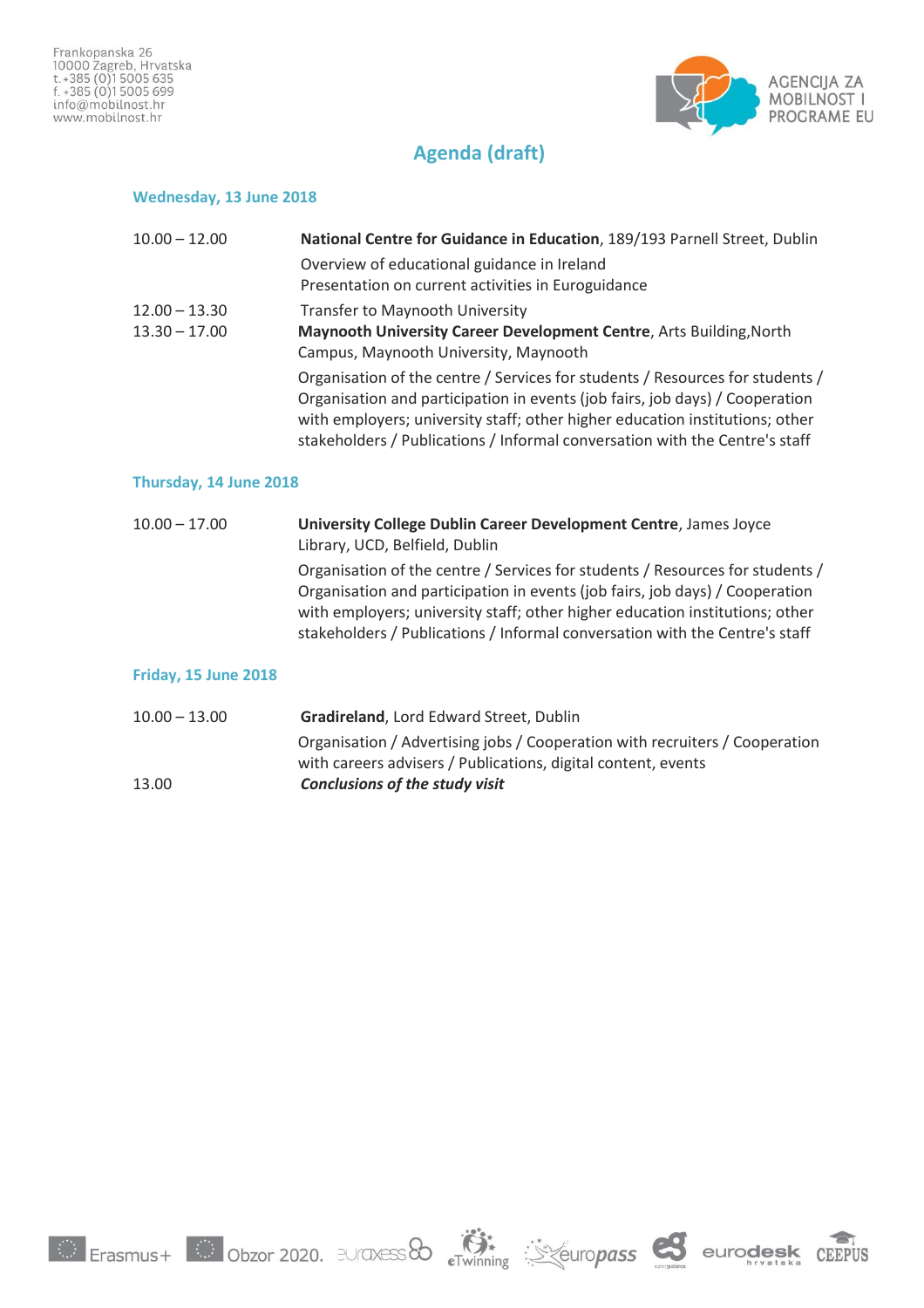Frankopanska 26
10000 Zagreb, Hrvatska
t. +385 (0)1 5005 635
f. +385 (0)1 5005 699
info@mobilnost.hr
www.mobilnost.hr

AGENCIJA ZA MOBILNOST I PROGRAME EU

## Agenda (draft)

### Wednesday, 13 June 2018

| | |
|---|---|
| 10.00 – 12.00 | **National Centre for Guidance in Education**, 189/193 Parnell Street, Dublin<br>Overview of educational guidance in Ireland<br>Presentation on current activities in Euroguidance |
| 12.00 – 13.30 | Transfer to Maynooth University |
| 13.30 – 17.00 | **Maynooth University Career Development Centre**, Arts Building,North Campus, Maynooth University, Maynooth<br>Organisation of the centre / Services for students / Resources for students / Organisation and participation in events (job fairs, job days) / Cooperation with employers; university staff; other higher education institutions; other stakeholders / Publications / Informal conversation with the Centre's staff |

### Thursday, 14 June 2018

| | |
|---|---|
| 10.00 – 17.00 | **University College Dublin Career Development Centre**, James Joyce Library, UCD, Belfield, Dublin<br>Organisation of the centre / Services for students / Resources for students / Organisation and participation in events (job fairs, job days) / Cooperation with employers; university staff; other higher education institutions; other stakeholders / Publications / Informal conversation with the Centre's staff |

### Friday, 15 June 2018

| | |
|---|---|
| 10.00 – 13.00 | **Gradireland**, Lord Edward Street, Dublin<br>Organisation / Advertising jobs / Cooperation with recruiters / Cooperation with careers advisers / Publications, digital content, events |
| 13.00 | ***Conclusions of the study visit*** |

Erasmus+ Obzor 2020. euraxess eTwinning europass euroguidance eurodesk hrvatska CEEPUS